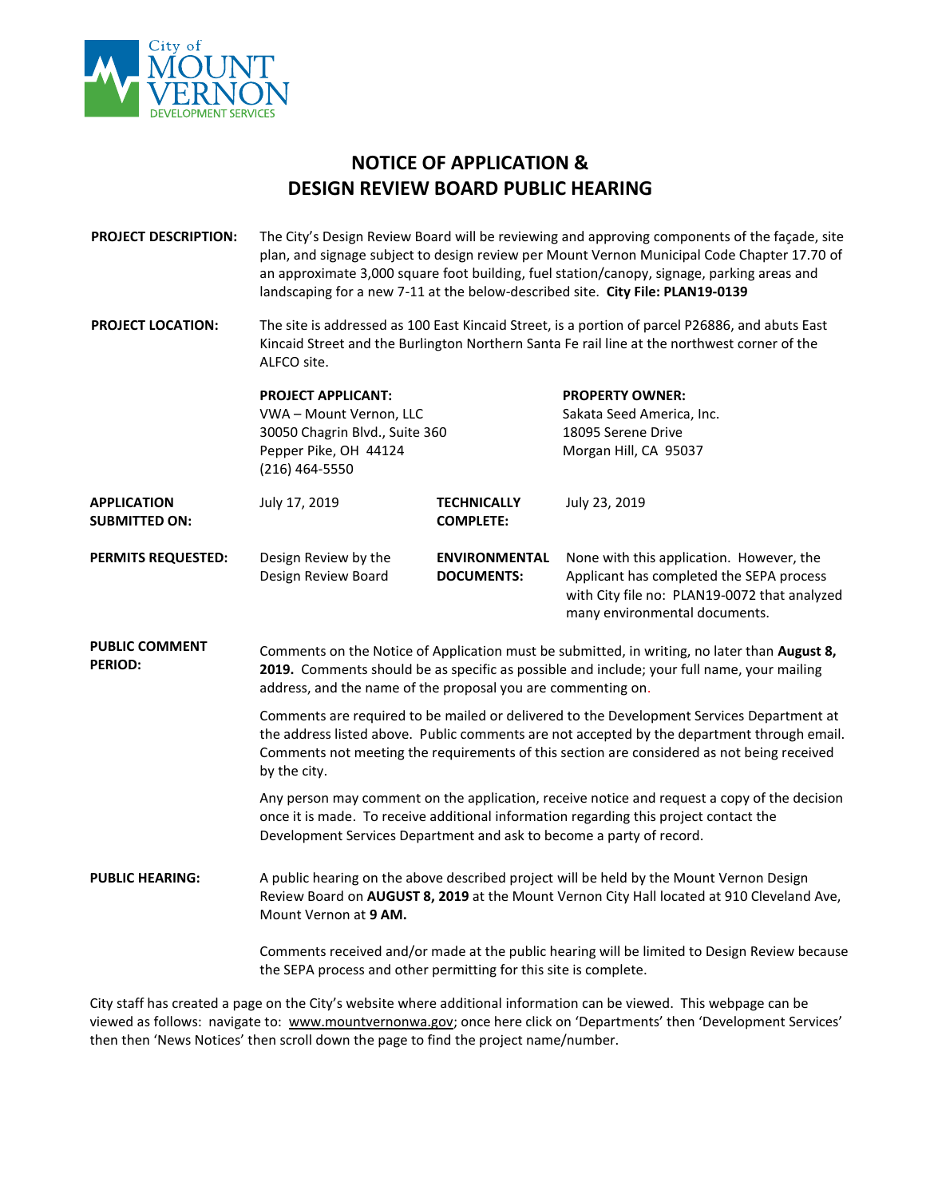City of MOUNT VERNON DEVELOPMENT SERVICES

# NOTICE OF APPLICATION & DESIGN REVIEW BOARD PUBLIC HEARING

**PROJECT DESCRIPTION:** The City's Design Review Board will be reviewing and approving components of the façade, site plan, and signage subject to design review per Mount Vernon Municipal Code Chapter 17.70 of an approximate 3,000 square foot building, fuel station/canopy, signage, parking areas and landscaping for a new 7-11 at the below-described site. **City File: PLAN19-0139**

**PROJECT LOCATION:** The site is addressed as 100 East Kincaid Street, is a portion of parcel P26886, and abuts East Kincaid Street and the Burlington Northern Santa Fe rail line at the northwest corner of the ALFCO site.

**PROJECT APPLICANT:**
VWA – Mount Vernon, LLC
30050 Chagrin Blvd., Suite 360
Pepper Pike, OH 44124
(216) 464-5550

**PROPERTY OWNER:**
Sakata Seed America, Inc.
18095 Serene Drive
Morgan Hill, CA 95037

**APPLICATION SUBMITTED ON:** July 17, 2019

**TECHNICALLY COMPLETE:** July 23, 2019

**PERMITS REQUESTED:** Design Review by the Design Review Board

**ENVIRONMENTAL DOCUMENTS:** None with this application. However, the Applicant has completed the SEPA process with City file no: PLAN19-0072 that analyzed many environmental documents.

**PUBLIC COMMENT PERIOD:** Comments on the Notice of Application must be submitted, in writing, no later than **August 8, 2019.** Comments should be as specific as possible and include; your full name, your mailing address, and the name of the proposal you are commenting on.

Comments are required to be mailed or delivered to the Development Services Department at the address listed above. Public comments are not accepted by the department through email. Comments not meeting the requirements of this section are considered as not being received by the city.

Any person may comment on the application, receive notice and request a copy of the decision once it is made. To receive additional information regarding this project contact the Development Services Department and ask to become a party of record.

**PUBLIC HEARING:** A public hearing on the above described project will be held by the Mount Vernon Design Review Board on **AUGUST 8, 2019** at the Mount Vernon City Hall located at 910 Cleveland Ave, Mount Vernon at **9 AM.**

Comments received and/or made at the public hearing will be limited to Design Review because the SEPA process and other permitting for this site is complete.

City staff has created a page on the City's website where additional information can be viewed. This webpage can be viewed as follows: navigate to: www.mountvernonwa.gov; once here click on 'Departments' then 'Development Services' then then 'News Notices' then scroll down the page to find the project name/number.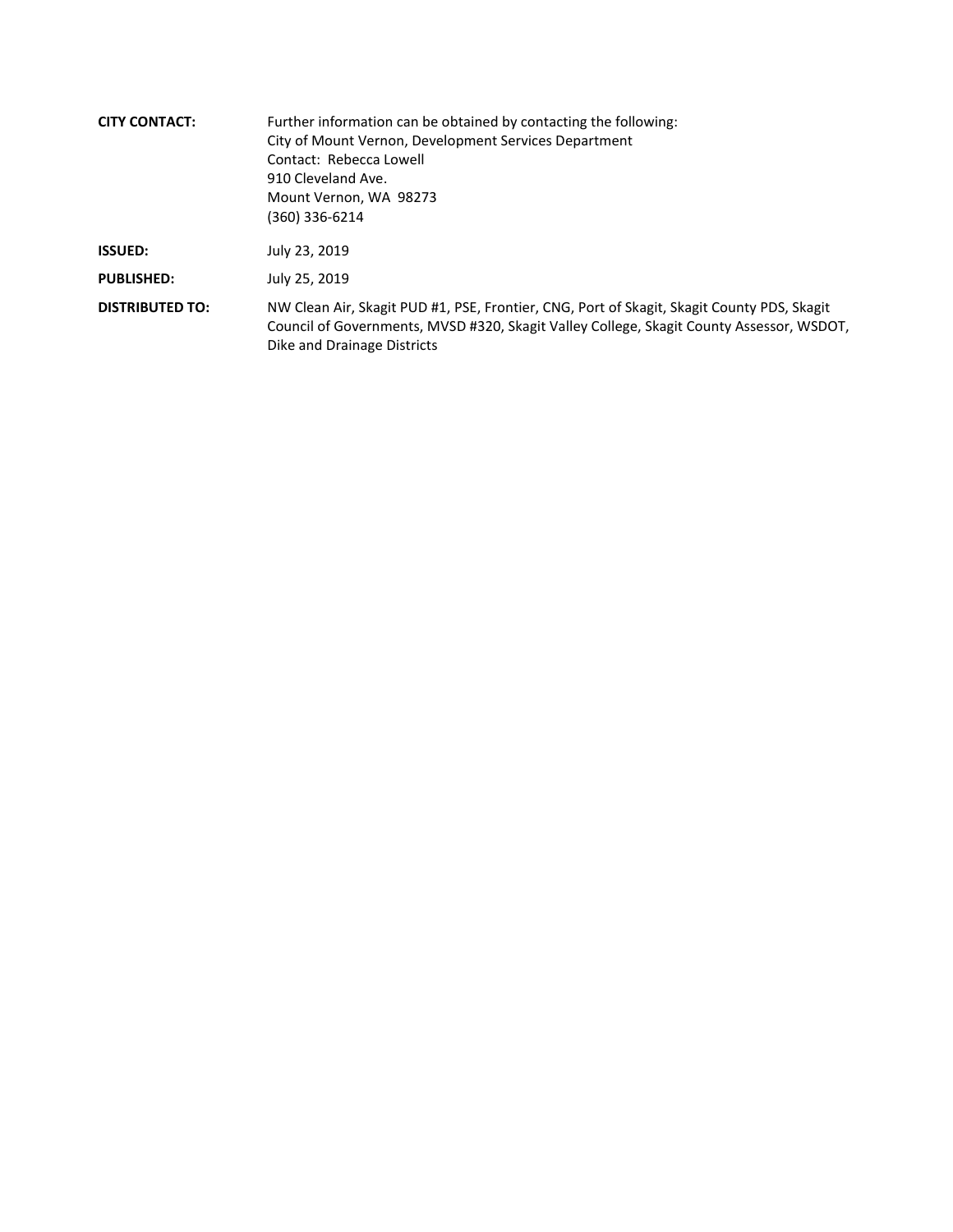**CITY CONTACT:** Further information can be obtained by contacting the following:
City of Mount Vernon, Development Services Department
Contact: Rebecca Lowell
910 Cleveland Ave.
Mount Vernon, WA 98273
(360) 336-6214

**ISSUED:** July 23, 2019

**PUBLISHED:** July 25, 2019

**DISTRIBUTED TO:** NW Clean Air, Skagit PUD #1, PSE, Frontier, CNG, Port of Skagit, Skagit County PDS, Skagit Council of Governments, MVSD #320, Skagit Valley College, Skagit County Assessor, WSDOT, Dike and Drainage Districts